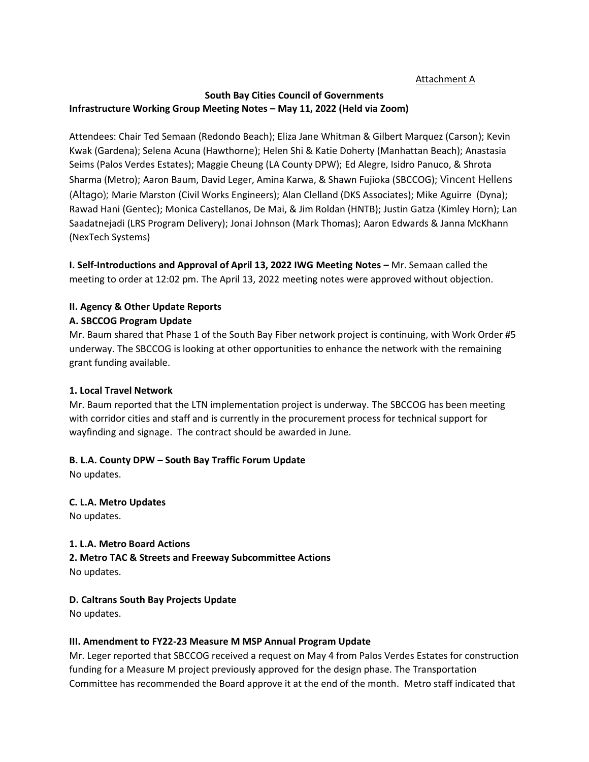Attachment A

**South Bay Cities Council of Governments**
**Infrastructure Working Group Meeting Notes – May 11, 2022 (Held via Zoom)**

Attendees: Chair Ted Semaan (Redondo Beach); Eliza Jane Whitman & Gilbert Marquez (Carson); Kevin Kwak (Gardena); Selena Acuna (Hawthorne); Helen Shi & Katie Doherty (Manhattan Beach); Anastasia Seims (Palos Verdes Estates); Maggie Cheung (LA County DPW); Ed Alegre, Isidro Panuco, & Shrota Sharma (Metro); Aaron Baum, David Leger, Amina Karwa, & Shawn Fujioka (SBCCOG); Vincent Hellens (Altago); Marie Marston (Civil Works Engineers); Alan Clelland (DKS Associates); Mike Aguirre (Dyna); Rawad Hani (Gentec); Monica Castellanos, De Mai, & Jim Roldan (HNTB); Justin Gatza (Kimley Horn); Lan Saadatnejadi (LRS Program Delivery); Jonai Johnson (Mark Thomas); Aaron Edwards & Janna McKhann (NexTech Systems)

**I. Self-Introductions and Approval of April 13, 2022 IWG Meeting Notes –** Mr. Semaan called the meeting to order at 12:02 pm. The April 13, 2022 meeting notes were approved without objection.

**II. Agency & Other Update Reports**

**A. SBCCOG Program Update**

Mr. Baum shared that Phase 1 of the South Bay Fiber network project is continuing, with Work Order #5 underway. The SBCCOG is looking at other opportunities to enhance the network with the remaining grant funding available.

**1. Local Travel Network**

Mr. Baum reported that the LTN implementation project is underway. The SBCCOG has been meeting with corridor cities and staff and is currently in the procurement process for technical support for wayfinding and signage. The contract should be awarded in June.

**B. L.A. County DPW – South Bay Traffic Forum Update**

No updates.

**C. L.A. Metro Updates**

No updates.

**1. L.A. Metro Board Actions**

**2. Metro TAC & Streets and Freeway Subcommittee Actions**

No updates.

**D. Caltrans South Bay Projects Update**

No updates.

**III. Amendment to FY22-23 Measure M MSP Annual Program Update**

Mr. Leger reported that SBCCOG received a request on May 4 from Palos Verdes Estates for construction funding for a Measure M project previously approved for the design phase. The Transportation Committee has recommended the Board approve it at the end of the month. Metro staff indicated that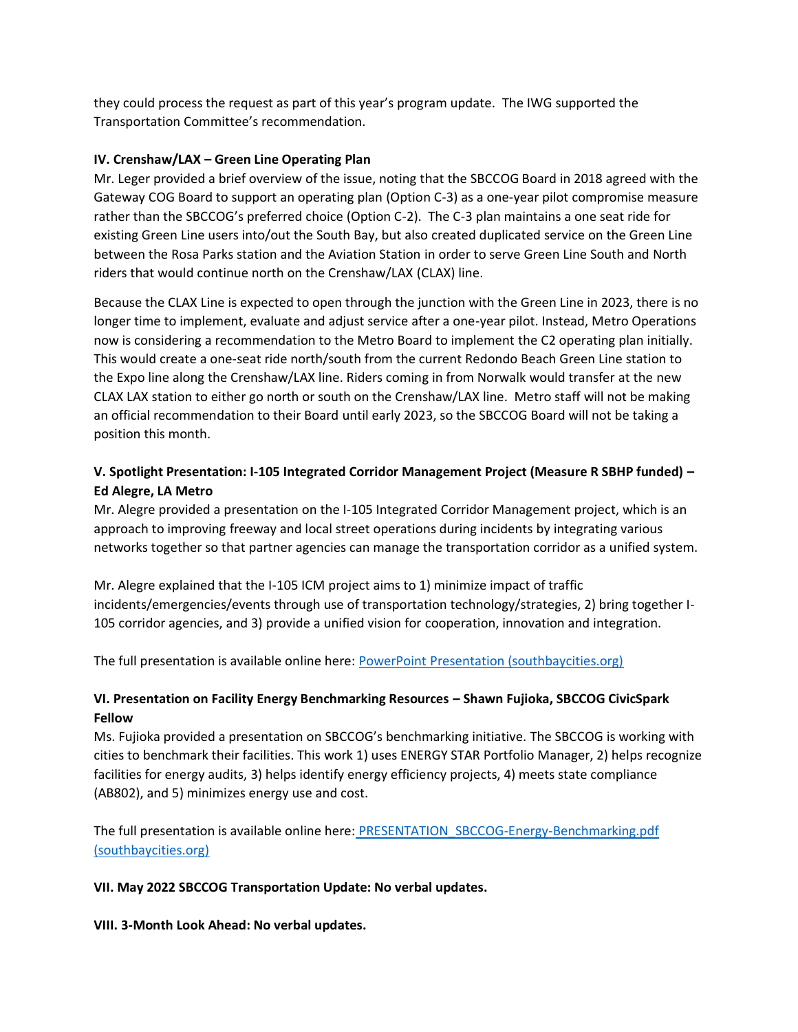they could process the request as part of this year's program update. The IWG supported the Transportation Committee's recommendation.

**IV. Crenshaw/LAX – Green Line Operating Plan**

Mr. Leger provided a brief overview of the issue, noting that the SBCCOG Board in 2018 agreed with the Gateway COG Board to support an operating plan (Option C-3) as a one-year pilot compromise measure rather than the SBCCOG's preferred choice (Option C-2). The C-3 plan maintains a one seat ride for existing Green Line users into/out the South Bay, but also created duplicated service on the Green Line between the Rosa Parks station and the Aviation Station in order to serve Green Line South and North riders that would continue north on the Crenshaw/LAX (CLAX) line.

Because the CLAX Line is expected to open through the junction with the Green Line in 2023, there is no longer time to implement, evaluate and adjust service after a one-year pilot. Instead, Metro Operations now is considering a recommendation to the Metro Board to implement the C2 operating plan initially. This would create a one-seat ride north/south from the current Redondo Beach Green Line station to the Expo line along the Crenshaw/LAX line. Riders coming in from Norwalk would transfer at the new CLAX LAX station to either go north or south on the Crenshaw/LAX line. Metro staff will not be making an official recommendation to their Board until early 2023, so the SBCCOG Board will not be taking a position this month.

**V. Spotlight Presentation: I-105 Integrated Corridor Management Project (Measure R SBHP funded) – Ed Alegre, LA Metro**

Mr. Alegre provided a presentation on the I-105 Integrated Corridor Management project, which is an approach to improving freeway and local street operations during incidents by integrating various networks together so that partner agencies can manage the transportation corridor as a unified system.

Mr. Alegre explained that the I-105 ICM project aims to 1) minimize impact of traffic incidents/emergencies/events through use of transportation technology/strategies, 2) bring together I-105 corridor agencies, and 3) provide a unified vision for cooperation, innovation and integration.

The full presentation is available online here: PowerPoint Presentation (southbaycities.org)

**VI. Presentation on Facility Energy Benchmarking Resources – Shawn Fujioka, SBCCOG CivicSpark Fellow**

Ms. Fujioka provided a presentation on SBCCOG's benchmarking initiative. The SBCCOG is working with cities to benchmark their facilities. This work 1) uses ENERGY STAR Portfolio Manager, 2) helps recognize facilities for energy audits, 3) helps identify energy efficiency projects, 4) meets state compliance (AB802), and 5) minimizes energy use and cost.

The full presentation is available online here: PRESENTATION_SBCCOG-Energy-Benchmarking.pdf (southbaycities.org)

**VII. May 2022 SBCCOG Transportation Update: No verbal updates.**

**VIII. 3-Month Look Ahead: No verbal updates.**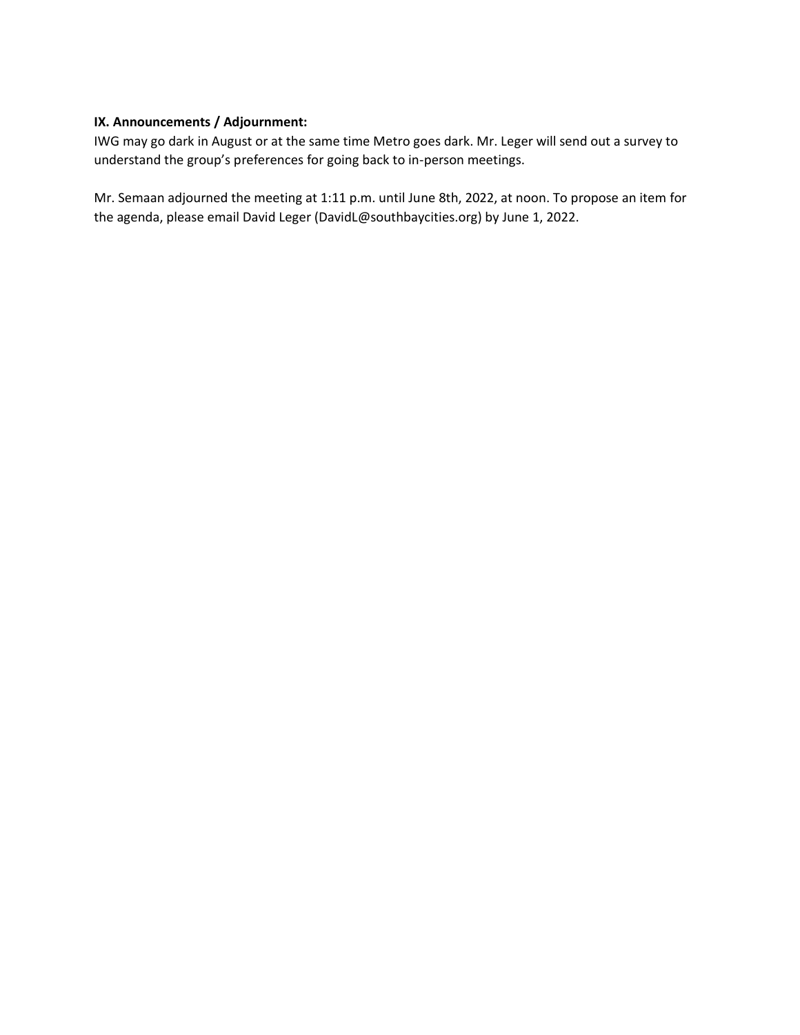**IX. Announcements / Adjournment:**

IWG may go dark in August or at the same time Metro goes dark. Mr. Leger will send out a survey to understand the group's preferences for going back to in-person meetings.

Mr. Semaan adjourned the meeting at 1:11 p.m. until June 8th, 2022, at noon. To propose an item for the agenda, please email David Leger (DavidL@southbaycities.org) by June 1, 2022.